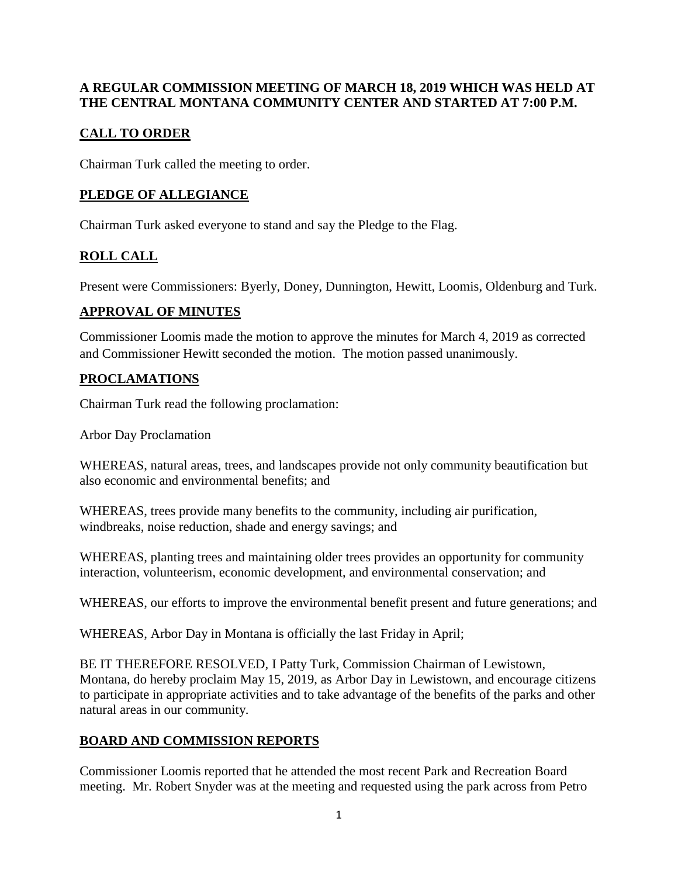**A REGULAR COMMISSION MEETING OF MARCH 18, 2019 WHICH WAS HELD AT THE CENTRAL MONTANA COMMUNITY CENTER AND STARTED AT 7:00 P.M.**

## CALL TO ORDER

Chairman Turk called the meeting to order.

## PLEDGE OF ALLEGIANCE

Chairman Turk asked everyone to stand and say the Pledge to the Flag.

## ROLL CALL

Present were Commissioners: Byerly, Doney, Dunnington, Hewitt, Loomis, Oldenburg and Turk.

## APPROVAL OF MINUTES

Commissioner Loomis made the motion to approve the minutes for March 4, 2019 as corrected and Commissioner Hewitt seconded the motion. The motion passed unanimously.

## PROCLAMATIONS

Chairman Turk read the following proclamation:

Arbor Day Proclamation

WHEREAS, natural areas, trees, and landscapes provide not only community beautification but also economic and environmental benefits; and

WHEREAS, trees provide many benefits to the community, including air purification, windbreaks, noise reduction, shade and energy savings; and

WHEREAS, planting trees and maintaining older trees provides an opportunity for community interaction, volunteerism, economic development, and environmental conservation; and

WHEREAS, our efforts to improve the environmental benefit present and future generations; and

WHEREAS, Arbor Day in Montana is officially the last Friday in April;

BE IT THEREFORE RESOLVED, I Patty Turk, Commission Chairman of Lewistown, Montana, do hereby proclaim May 15, 2019, as Arbor Day in Lewistown, and encourage citizens to participate in appropriate activities and to take advantage of the benefits of the parks and other natural areas in our community.

## BOARD AND COMMISSION REPORTS

Commissioner Loomis reported that he attended the most recent Park and Recreation Board meeting. Mr. Robert Snyder was at the meeting and requested using the park across from Petro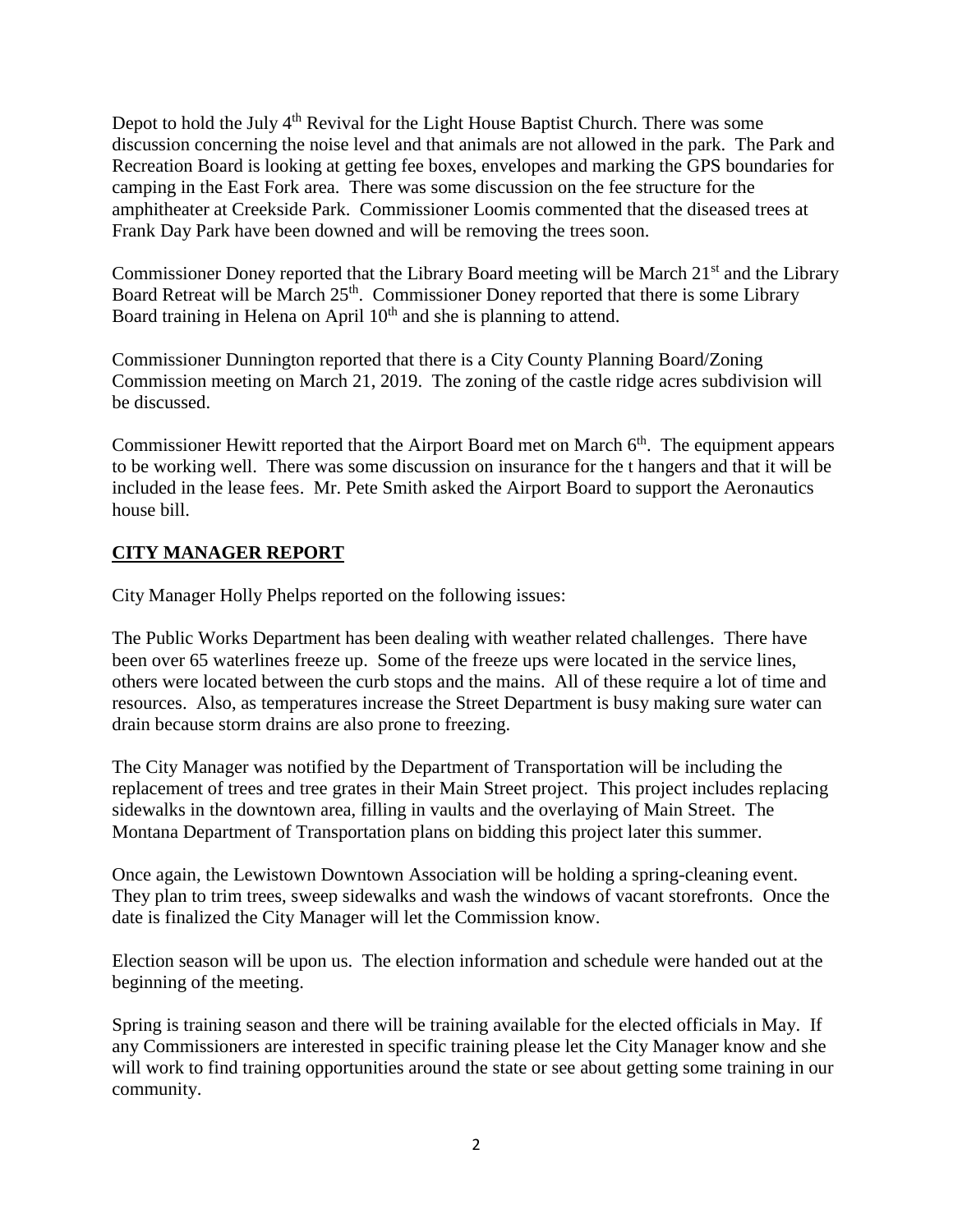Depot to hold the July 4th Revival for the Light House Baptist Church. There was some discussion concerning the noise level and that animals are not allowed in the park. The Park and Recreation Board is looking at getting fee boxes, envelopes and marking the GPS boundaries for camping in the East Fork area. There was some discussion on the fee structure for the amphitheater at Creekside Park. Commissioner Loomis commented that the diseased trees at Frank Day Park have been downed and will be removing the trees soon.

Commissioner Doney reported that the Library Board meeting will be March 21st and the Library Board Retreat will be March 25th. Commissioner Doney reported that there is some Library Board training in Helena on April 10th and she is planning to attend.

Commissioner Dunnington reported that there is a City County Planning Board/Zoning Commission meeting on March 21, 2019. The zoning of the castle ridge acres subdivision will be discussed.

Commissioner Hewitt reported that the Airport Board met on March 6th. The equipment appears to be working well. There was some discussion on insurance for the t hangers and that it will be included in the lease fees. Mr. Pete Smith asked the Airport Board to support the Aeronautics house bill.

## CITY MANAGER REPORT

City Manager Holly Phelps reported on the following issues:

The Public Works Department has been dealing with weather related challenges. There have been over 65 waterlines freeze up. Some of the freeze ups were located in the service lines, others were located between the curb stops and the mains. All of these require a lot of time and resources. Also, as temperatures increase the Street Department is busy making sure water can drain because storm drains are also prone to freezing.

The City Manager was notified by the Department of Transportation will be including the replacement of trees and tree grates in their Main Street project. This project includes replacing sidewalks in the downtown area, filling in vaults and the overlaying of Main Street. The Montana Department of Transportation plans on bidding this project later this summer.

Once again, the Lewistown Downtown Association will be holding a spring-cleaning event. They plan to trim trees, sweep sidewalks and wash the windows of vacant storefronts. Once the date is finalized the City Manager will let the Commission know.

Election season will be upon us. The election information and schedule were handed out at the beginning of the meeting.

Spring is training season and there will be training available for the elected officials in May. If any Commissioners are interested in specific training please let the City Manager know and she will work to find training opportunities around the state or see about getting some training in our community.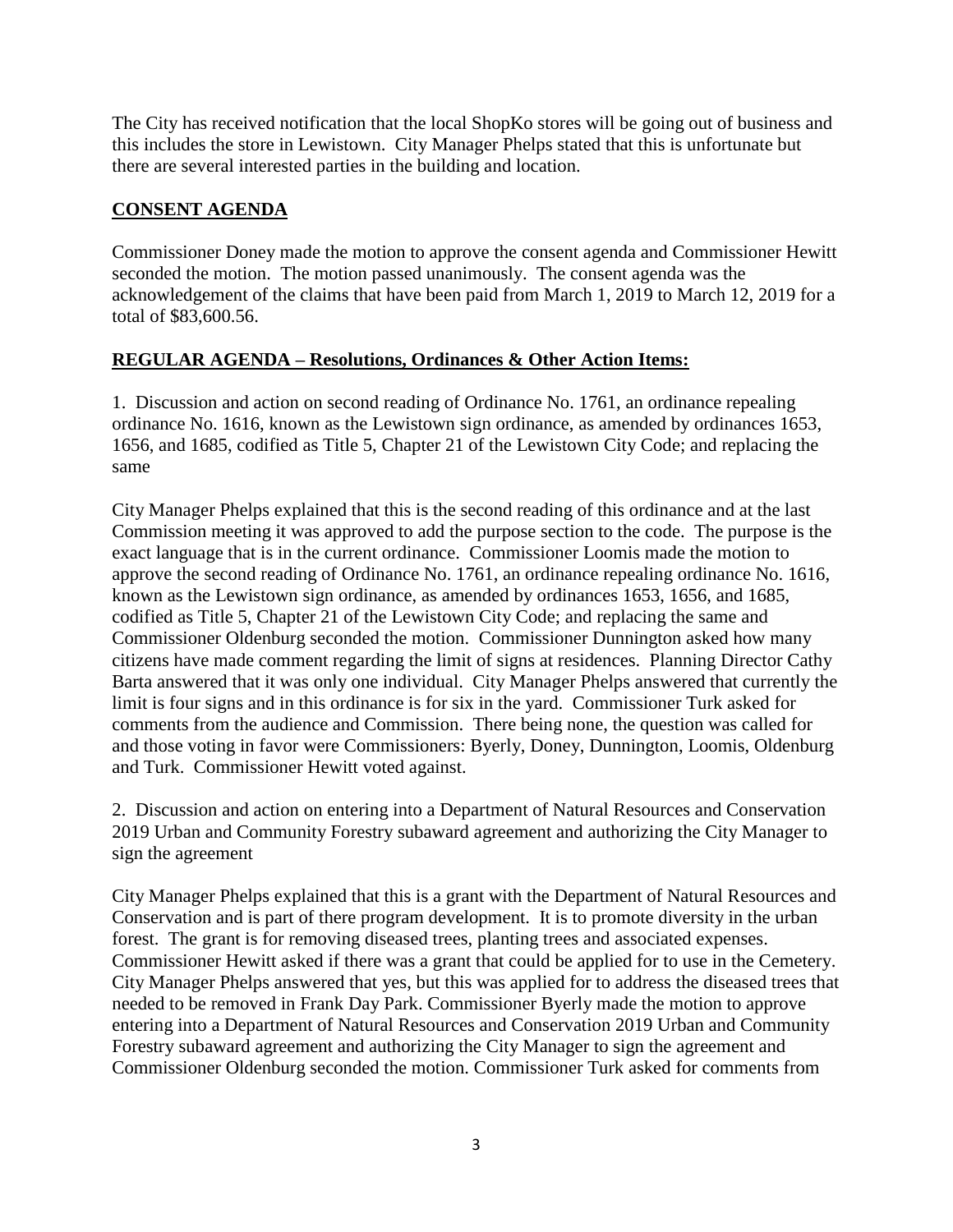The City has received notification that the local ShopKo stores will be going out of business and this includes the store in Lewistown. City Manager Phelps stated that this is unfortunate but there are several interested parties in the building and location.

## CONSENT AGENDA

Commissioner Doney made the motion to approve the consent agenda and Commissioner Hewitt seconded the motion. The motion passed unanimously. The consent agenda was the acknowledgement of the claims that have been paid from March 1, 2019 to March 12, 2019 for a total of $83,600.56.

## REGULAR AGENDA – Resolutions, Ordinances & Other Action Items:

1. Discussion and action on second reading of Ordinance No. 1761, an ordinance repealing ordinance No. 1616, known as the Lewistown sign ordinance, as amended by ordinances 1653, 1656, and 1685, codified as Title 5, Chapter 21 of the Lewistown City Code; and replacing the same

City Manager Phelps explained that this is the second reading of this ordinance and at the last Commission meeting it was approved to add the purpose section to the code. The purpose is the exact language that is in the current ordinance. Commissioner Loomis made the motion to approve the second reading of Ordinance No. 1761, an ordinance repealing ordinance No. 1616, known as the Lewistown sign ordinance, as amended by ordinances 1653, 1656, and 1685, codified as Title 5, Chapter 21 of the Lewistown City Code; and replacing the same and Commissioner Oldenburg seconded the motion. Commissioner Dunnington asked how many citizens have made comment regarding the limit of signs at residences. Planning Director Cathy Barta answered that it was only one individual. City Manager Phelps answered that currently the limit is four signs and in this ordinance is for six in the yard. Commissioner Turk asked for comments from the audience and Commission. There being none, the question was called for and those voting in favor were Commissioners: Byerly, Doney, Dunnington, Loomis, Oldenburg and Turk. Commissioner Hewitt voted against.

2. Discussion and action on entering into a Department of Natural Resources and Conservation 2019 Urban and Community Forestry subaward agreement and authorizing the City Manager to sign the agreement

City Manager Phelps explained that this is a grant with the Department of Natural Resources and Conservation and is part of there program development. It is to promote diversity in the urban forest. The grant is for removing diseased trees, planting trees and associated expenses. Commissioner Hewitt asked if there was a grant that could be applied for to use in the Cemetery. City Manager Phelps answered that yes, but this was applied for to address the diseased trees that needed to be removed in Frank Day Park. Commissioner Byerly made the motion to approve entering into a Department of Natural Resources and Conservation 2019 Urban and Community Forestry subaward agreement and authorizing the City Manager to sign the agreement and Commissioner Oldenburg seconded the motion. Commissioner Turk asked for comments from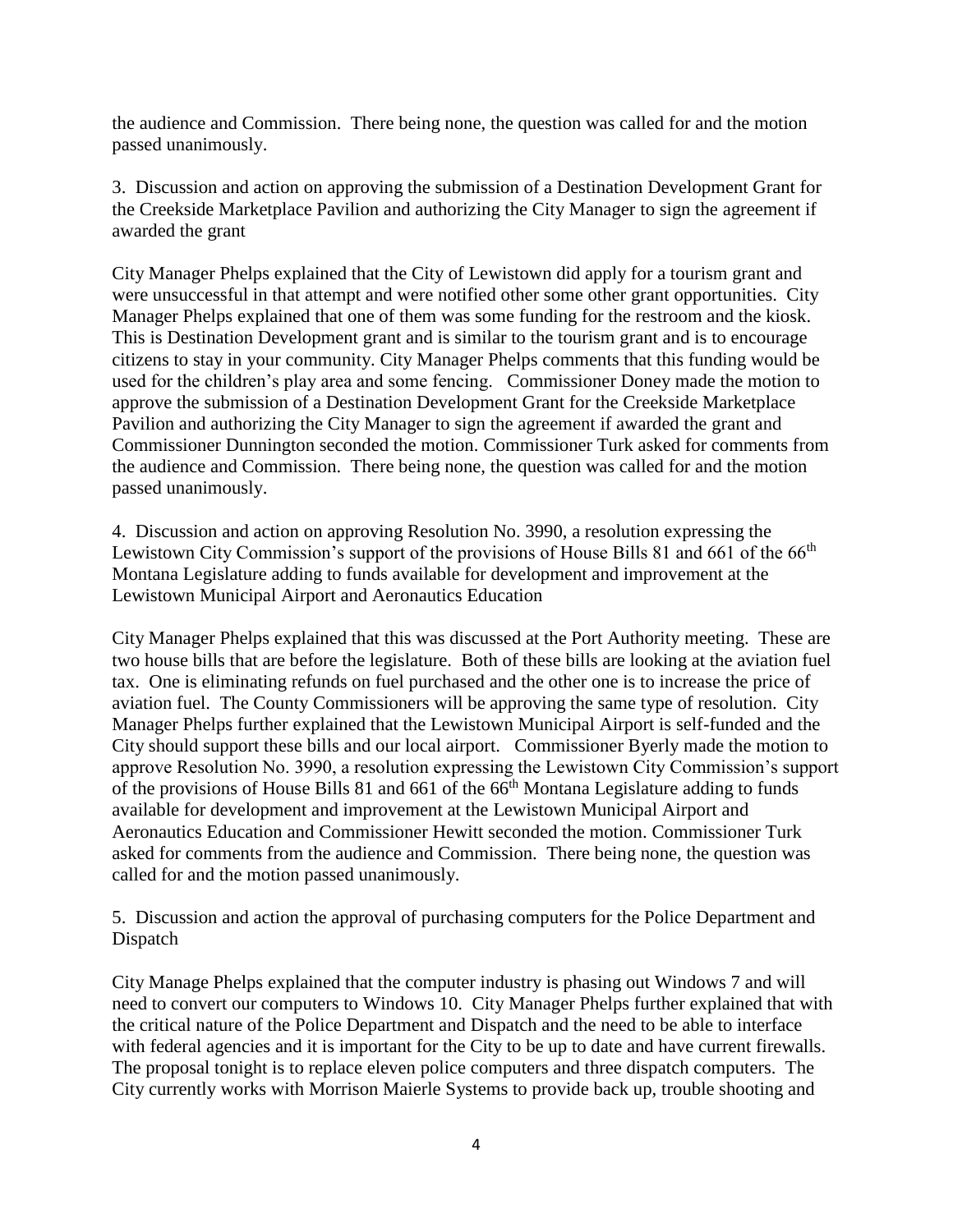the audience and Commission. There being none, the question was called for and the motion passed unanimously.

3. Discussion and action on approving the submission of a Destination Development Grant for the Creekside Marketplace Pavilion and authorizing the City Manager to sign the agreement if awarded the grant

City Manager Phelps explained that the City of Lewistown did apply for a tourism grant and were unsuccessful in that attempt and were notified other some other grant opportunities. City Manager Phelps explained that one of them was some funding for the restroom and the kiosk. This is Destination Development grant and is similar to the tourism grant and is to encourage citizens to stay in your community. City Manager Phelps comments that this funding would be used for the children's play area and some fencing. Commissioner Doney made the motion to approve the submission of a Destination Development Grant for the Creekside Marketplace Pavilion and authorizing the City Manager to sign the agreement if awarded the grant and Commissioner Dunnington seconded the motion. Commissioner Turk asked for comments from the audience and Commission. There being none, the question was called for and the motion passed unanimously.

4. Discussion and action on approving Resolution No. 3990, a resolution expressing the Lewistown City Commission's support of the provisions of House Bills 81 and 661 of the 66th Montana Legislature adding to funds available for development and improvement at the Lewistown Municipal Airport and Aeronautics Education

City Manager Phelps explained that this was discussed at the Port Authority meeting. These are two house bills that are before the legislature. Both of these bills are looking at the aviation fuel tax. One is eliminating refunds on fuel purchased and the other one is to increase the price of aviation fuel. The County Commissioners will be approving the same type of resolution. City Manager Phelps further explained that the Lewistown Municipal Airport is self-funded and the City should support these bills and our local airport. Commissioner Byerly made the motion to approve Resolution No. 3990, a resolution expressing the Lewistown City Commission's support of the provisions of House Bills 81 and 661 of the 66th Montana Legislature adding to funds available for development and improvement at the Lewistown Municipal Airport and Aeronautics Education and Commissioner Hewitt seconded the motion. Commissioner Turk asked for comments from the audience and Commission. There being none, the question was called for and the motion passed unanimously.

5. Discussion and action the approval of purchasing computers for the Police Department and Dispatch

City Manage Phelps explained that the computer industry is phasing out Windows 7 and will need to convert our computers to Windows 10. City Manager Phelps further explained that with the critical nature of the Police Department and Dispatch and the need to be able to interface with federal agencies and it is important for the City to be up to date and have current firewalls. The proposal tonight is to replace eleven police computers and three dispatch computers. The City currently works with Morrison Maierle Systems to provide back up, trouble shooting and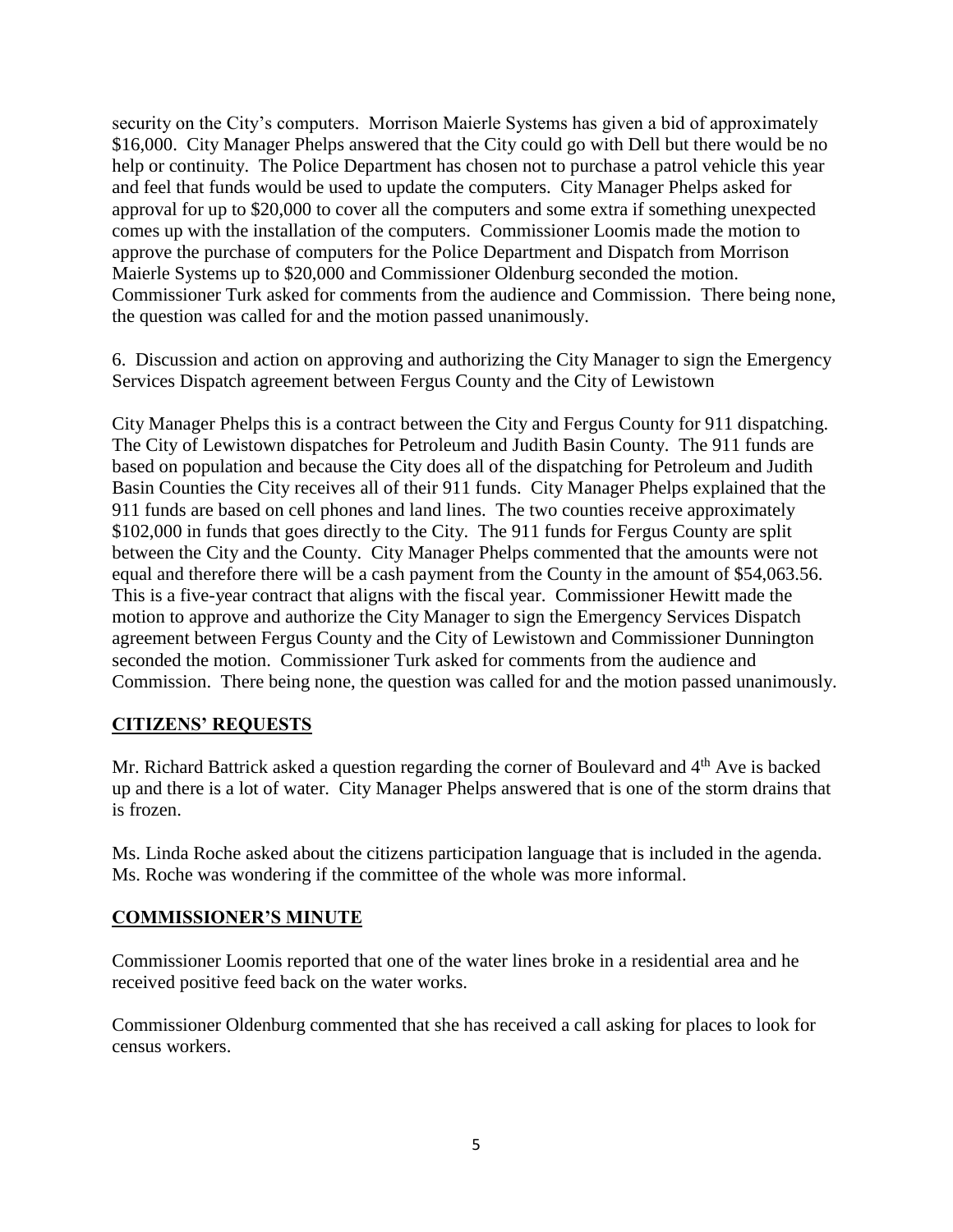security on the City's computers. Morrison Maierle Systems has given a bid of approximately $16,000. City Manager Phelps answered that the City could go with Dell but there would be no help or continuity. The Police Department has chosen not to purchase a patrol vehicle this year and feel that funds would be used to update the computers. City Manager Phelps asked for approval for up to $20,000 to cover all the computers and some extra if something unexpected comes up with the installation of the computers. Commissioner Loomis made the motion to approve the purchase of computers for the Police Department and Dispatch from Morrison Maierle Systems up to $20,000 and Commissioner Oldenburg seconded the motion. Commissioner Turk asked for comments from the audience and Commission. There being none, the question was called for and the motion passed unanimously.

6. Discussion and action on approving and authorizing the City Manager to sign the Emergency Services Dispatch agreement between Fergus County and the City of Lewistown

City Manager Phelps this is a contract between the City and Fergus County for 911 dispatching. The City of Lewistown dispatches for Petroleum and Judith Basin County. The 911 funds are based on population and because the City does all of the dispatching for Petroleum and Judith Basin Counties the City receives all of their 911 funds. City Manager Phelps explained that the 911 funds are based on cell phones and land lines. The two counties receive approximately $102,000 in funds that goes directly to the City. The 911 funds for Fergus County are split between the City and the County. City Manager Phelps commented that the amounts were not equal and therefore there will be a cash payment from the County in the amount of $54,063.56. This is a five-year contract that aligns with the fiscal year. Commissioner Hewitt made the motion to approve and authorize the City Manager to sign the Emergency Services Dispatch agreement between Fergus County and the City of Lewistown and Commissioner Dunnington seconded the motion. Commissioner Turk asked for comments from the audience and Commission. There being none, the question was called for and the motion passed unanimously.

## CITIZENS' REQUESTS

Mr. Richard Battrick asked a question regarding the corner of Boulevard and 4th Ave is backed up and there is a lot of water. City Manager Phelps answered that is one of the storm drains that is frozen.

Ms. Linda Roche asked about the citizens participation language that is included in the agenda. Ms. Roche was wondering if the committee of the whole was more informal.

## COMMISSIONER'S MINUTE

Commissioner Loomis reported that one of the water lines broke in a residential area and he received positive feed back on the water works.

Commissioner Oldenburg commented that she has received a call asking for places to look for census workers.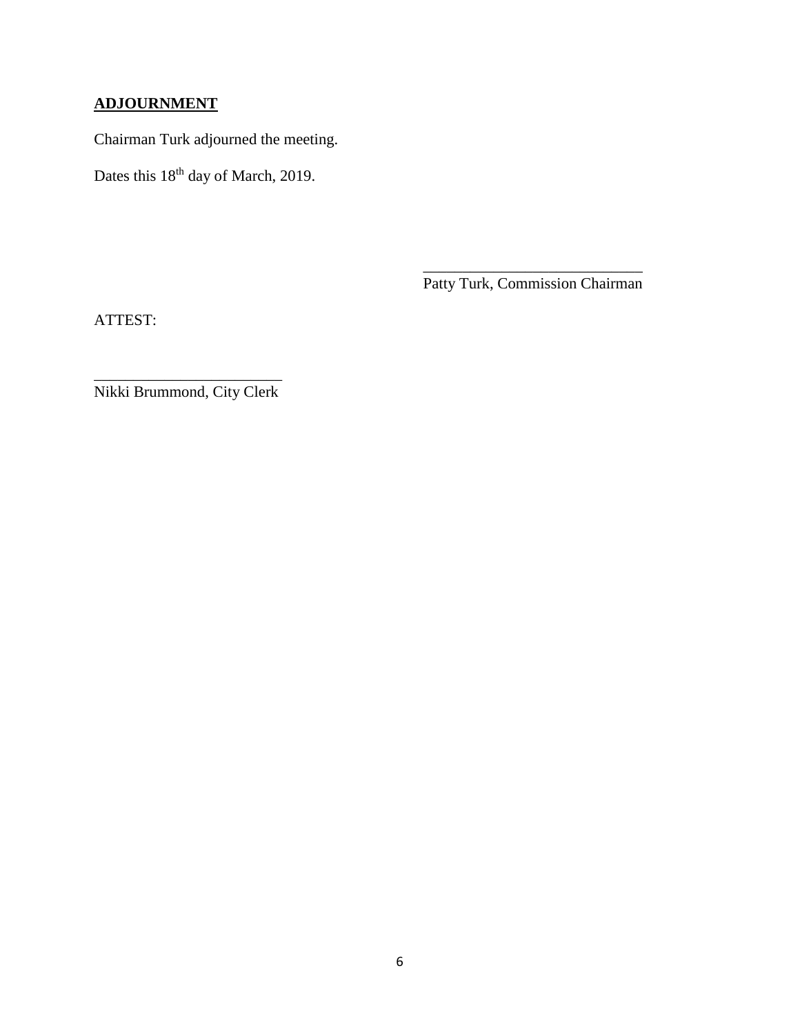**ADJOURNMENT**

Chairman Turk adjourned the meeting.

Dates this 18th day of March, 2019.

\_\_\_\_\_\_\_\_\_\_\_\_\_\_\_\_\_\_\_\_\_\_\_\_\_\_\_\_\_\_
Patty Turk, Commission Chairman

ATTEST:

\_\_\_\_\_\_\_\_\_\_\_\_\_\_\_\_\_\_\_\_\_\_\_\_\_\_
Nikki Brummond, City Clerk